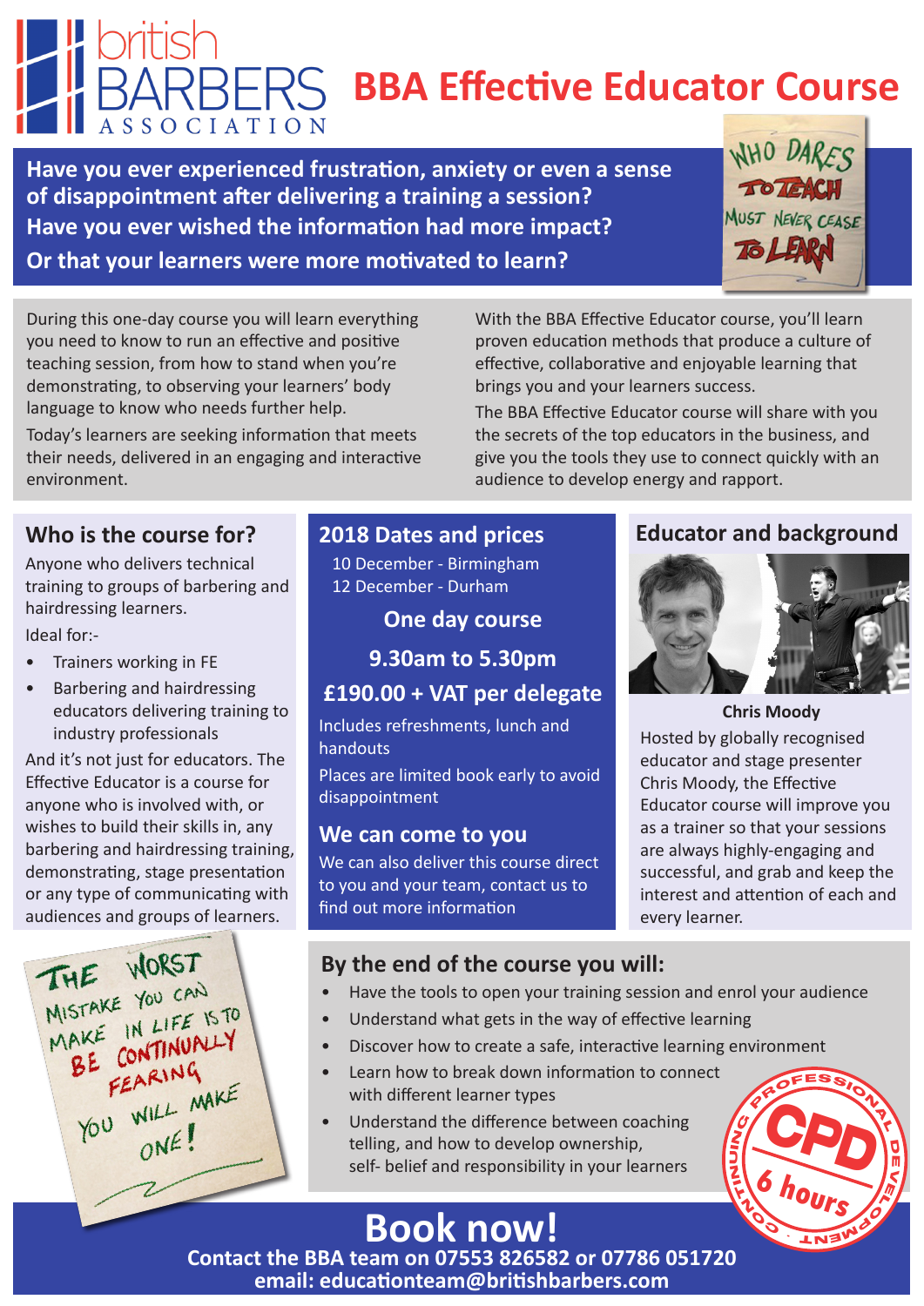# BBA Effective Educator Course

british BARBERS ASSOCIATION

**Have you ever experienced frustration, anxiety or even a sense of disappointment after delivering a training a session?**
**Have you ever wished the information had more impact?**
**Or that your learners were more motivated to learn?**

WHO DARES TO TEACH MUST NEVER CEASE TO LEARN

During this one-day course you will learn everything you need to know to run an effective and positive teaching session, from how to stand when you're demonstrating, to observing your learners' body language to know who needs further help.

Today's learners are seeking information that meets their needs, delivered in an engaging and interactive environment.

With the BBA Effective Educator course, you'll learn proven education methods that produce a culture of effective, collaborative and enjoyable learning that brings you and your learners success.

The BBA Effective Educator course will share with you the secrets of the top educators in the business, and give you the tools they use to connect quickly with an audience to develop energy and rapport.

## Who is the course for?

Anyone who delivers technical training to groups of barbering and hairdressing learners.

Ideal for:-

- Trainers working in FE
- Barbering and hairdressing educators delivering training to industry professionals

And it's not just for educators. The Effective Educator is a course for anyone who is involved with, or wishes to build their skills in, any barbering and hairdressing training, demonstrating, stage presentation or any type of communicating with audiences and groups of learners.

## 2018 Dates and prices

10 December - Birmingham
12 December - Durham

**One day course**

**9.30am to 5.30pm**

**£190.00 + VAT per delegate**

Includes refreshments, lunch and handouts

Places are limited book early to avoid disappointment

## We can come to you

We can also deliver this course direct to you and your team, contact us to find out more information

## Educator and background

**Chris Moody**

Hosted by globally recognised educator and stage presenter Chris Moody, the Effective Educator course will improve you as a trainer so that your sessions are always highly-engaging and successful, and grab and keep the interest and attention of each and every learner.

THE WORST MISTAKE YOU CAN MAKE IN LIFE IS TO BE CONTINUALLY FEARING YOU WILL MAKE ONE!

## By the end of the course you will:

- Have the tools to open your training session and enrol your audience
- Understand what gets in the way of effective learning
- Discover how to create a safe, interactive learning environment
- Learn how to break down information to connect with different learner types
- Understand the difference between coaching telling, and how to develop ownership, self- belief and responsibility in your learners

CONTINUING PROFESSIONAL DEVELOPMENT CPD 6 hours

# Book now!

**Contact the BBA team on 07553 826582 or 07786 051720**
**email: educationteam@britishbarbers.com**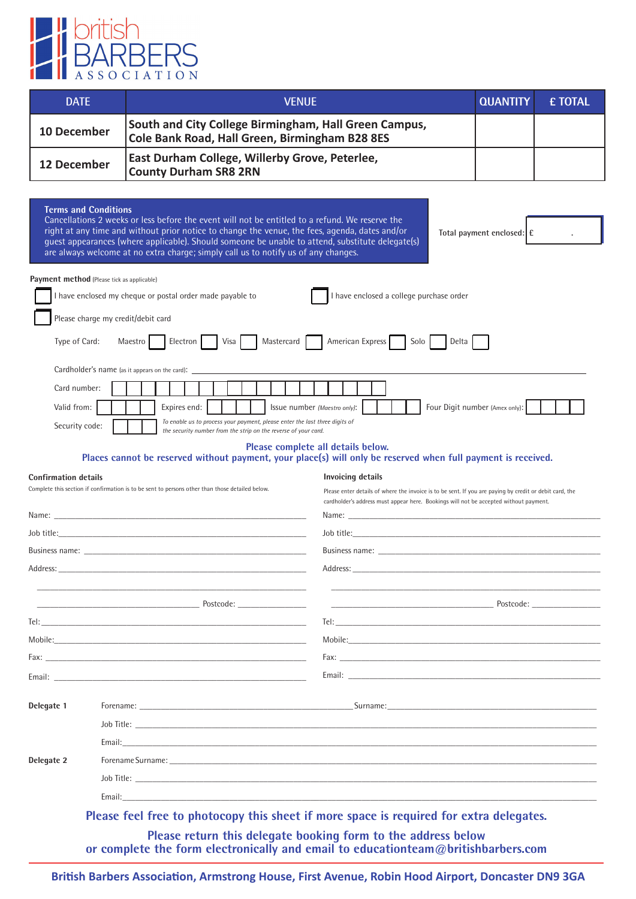# british BARBERS ASSOCIATION

| DATE | VENUE | QUANTITY | £ TOTAL |
|---|---|---|---|
| 10 December | South and City College Birmingham, Hall Green Campus, Cole Bank Road, Hall Green, Birmingham B28 8ES | | |
| 12 December | East Durham College, Willerby Grove, Peterlee, County Durham SR8 2RN | | |

**Terms and Conditions**
Cancellations 2 weeks or less before the event will not be entitled to a refund. We reserve the right at any time and without prior notice to change the venue, the fees, agenda, dates and/or guest appearances (where applicable). Should someone be unable to attend, substitute delegate(s) are always welcome at no extra charge; simply call us to notify us of any changes.

Total payment enclosed: £ .

**Payment method** (Please tick as applicable)

☐ I have enclosed my cheque or postal order made payable to

☐ I have enclosed a college purchase order

☐ Please charge my credit/debit card

Type of Card: Maestro ☐ Electron ☐ Visa ☐ Mastercard ☐ American Express ☐ Solo ☐ Delta ☐

Cardholder's name (as it appears on the card): ______________________________

Card number: ☐☐☐☐☐☐☐☐☐☐☐☐☐☐☐☐☐☐

Valid from: ☐☐☐☐ Expires end: ☐☐☐☐ Issue number (*Maestro only*): ☐☐☐☐ Four Digit number (Amex only): ☐☐☐☐

Security code: ☐☐☐ *To enable us to process your payment, please enter the last three digits of the security number from the strip on the reverse of your card.*

**Please complete all details below.**
**Places cannot be reserved without payment, your place(s) will only be reserved when full payment is received.**

**Confirmation details**
Complete this section if confirmation is to be sent to persons other than those detailed below.

Name: ______________________________

Job title: ______________________________

Business name: ______________________________

Address: ______________________________

______________________________

______________________________ Postcode: ______________

Tel: ______________________________

Mobile: ______________________________

Fax: ______________________________

Email: ______________________________

**Invoicing details**
Please enter details of where the invoice is to be sent. If you are paying by credit or debit card, the cardholder's address must appear here. Bookings will not be accepted without payment.

Name: ______________________________

Job title: ______________________________

Business name: ______________________________

Address: ______________________________

______________________________

______________________________ Postcode: ______________

Tel: ______________________________

Mobile: ______________________________

Fax: ______________________________

Email: ______________________________

**Delegate 1** Forename: ______________________ Surname: ______________________

Job Title: ______________________________

Email: ______________________________

**Delegate 2** Forename Surname: ______________________________

Job Title: ______________________________

Email: ______________________________

**Please feel free to photocopy this sheet if more space is required for extra delegates.**

**Please return this delegate booking form to the address below or complete the form electronically and email to educationteam@britishbarbers.com**

**British Barbers Association, Armstrong House, First Avenue, Robin Hood Airport, Doncaster DN9 3GA**